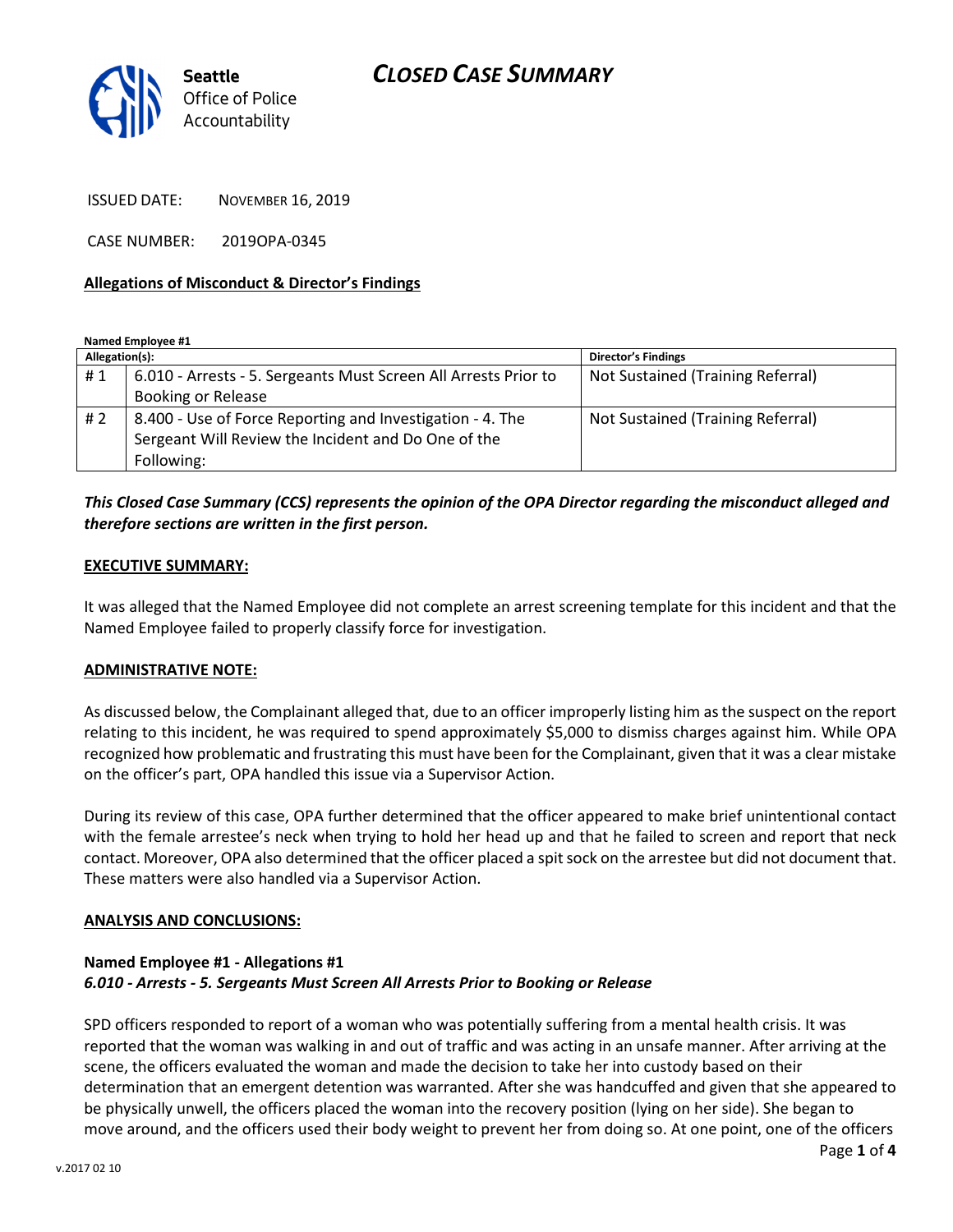Seattle Office of Police Accountability

# CLOSED CASE SUMMARY

ISSUED DATE: NOVEMBER 16, 2019

CASE NUMBER: 2019OPA-0345

**Allegations of Misconduct & Director's Findings**

**Named Employee #1**

| Allegation(s): | | Director's Findings |
|---|---|---|
| # 1 | 6.010 - Arrests - 5. Sergeants Must Screen All Arrests Prior to Booking or Release | Not Sustained (Training Referral) |
| # 2 | 8.400 - Use of Force Reporting and Investigation - 4. The Sergeant Will Review the Incident and Do One of the Following: | Not Sustained (Training Referral) |

***This Closed Case Summary (CCS) represents the opinion of the OPA Director regarding the misconduct alleged and therefore sections are written in the first person.***

**EXECUTIVE SUMMARY:**

It was alleged that the Named Employee did not complete an arrest screening template for this incident and that the Named Employee failed to properly classify force for investigation.

**ADMINISTRATIVE NOTE:**

As discussed below, the Complainant alleged that, due to an officer improperly listing him as the suspect on the report relating to this incident, he was required to spend approximately $5,000 to dismiss charges against him. While OPA recognized how problematic and frustrating this must have been for the Complainant, given that it was a clear mistake on the officer's part, OPA handled this issue via a Supervisor Action.

During its review of this case, OPA further determined that the officer appeared to make brief unintentional contact with the female arrestee's neck when trying to hold her head up and that he failed to screen and report that neck contact. Moreover, OPA also determined that the officer placed a spit sock on the arrestee but did not document that. These matters were also handled via a Supervisor Action.

**ANALYSIS AND CONCLUSIONS:**

**Named Employee #1 - Allegations #1**
***6.010 - Arrests - 5. Sergeants Must Screen All Arrests Prior to Booking or Release***

SPD officers responded to report of a woman who was potentially suffering from a mental health crisis. It was reported that the woman was walking in and out of traffic and was acting in an unsafe manner. After arriving at the scene, the officers evaluated the woman and made the decision to take her into custody based on their determination that an emergent detention was warranted. After she was handcuffed and given that she appeared to be physically unwell, the officers placed the woman into the recovery position (lying on her side). She began to move around, and the officers used their body weight to prevent her from doing so. At one point, one of the officers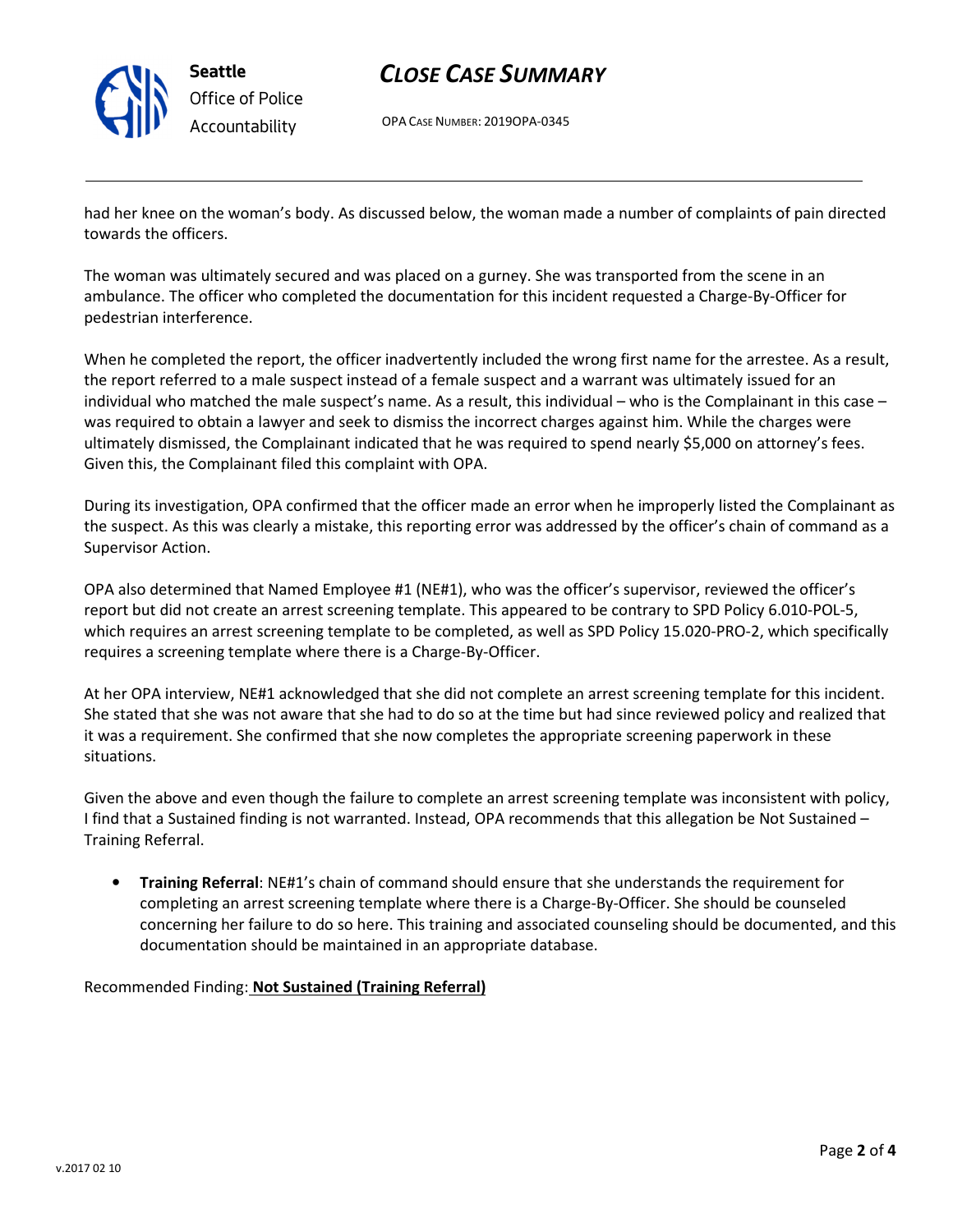had her knee on the woman's body. As discussed below, the woman made a number of complaints of pain directed towards the officers.

The woman was ultimately secured and was placed on a gurney. She was transported from the scene in an ambulance. The officer who completed the documentation for this incident requested a Charge-By-Officer for pedestrian interference.

When he completed the report, the officer inadvertently included the wrong first name for the arrestee. As a result, the report referred to a male suspect instead of a female suspect and a warrant was ultimately issued for an individual who matched the male suspect's name. As a result, this individual – who is the Complainant in this case – was required to obtain a lawyer and seek to dismiss the incorrect charges against him. While the charges were ultimately dismissed, the Complainant indicated that he was required to spend nearly $5,000 on attorney's fees. Given this, the Complainant filed this complaint with OPA.

During its investigation, OPA confirmed that the officer made an error when he improperly listed the Complainant as the suspect. As this was clearly a mistake, this reporting error was addressed by the officer's chain of command as a Supervisor Action.

OPA also determined that Named Employee #1 (NE#1), who was the officer's supervisor, reviewed the officer's report but did not create an arrest screening template. This appeared to be contrary to SPD Policy 6.010-POL-5, which requires an arrest screening template to be completed, as well as SPD Policy 15.020-PRO-2, which specifically requires a screening template where there is a Charge-By-Officer.

At her OPA interview, NE#1 acknowledged that she did not complete an arrest screening template for this incident. She stated that she was not aware that she had to do so at the time but had since reviewed policy and realized that it was a requirement. She confirmed that she now completes the appropriate screening paperwork in these situations.

Given the above and even though the failure to complete an arrest screening template was inconsistent with policy, I find that a Sustained finding is not warranted. Instead, OPA recommends that this allegation be Not Sustained – Training Referral.

- **Training Referral**: NE#1's chain of command should ensure that she understands the requirement for completing an arrest screening template where there is a Charge-By-Officer. She should be counseled concerning her failure to do so here. This training and associated counseling should be documented, and this documentation should be maintained in an appropriate database.

Recommended Finding: **Not Sustained (Training Referral)**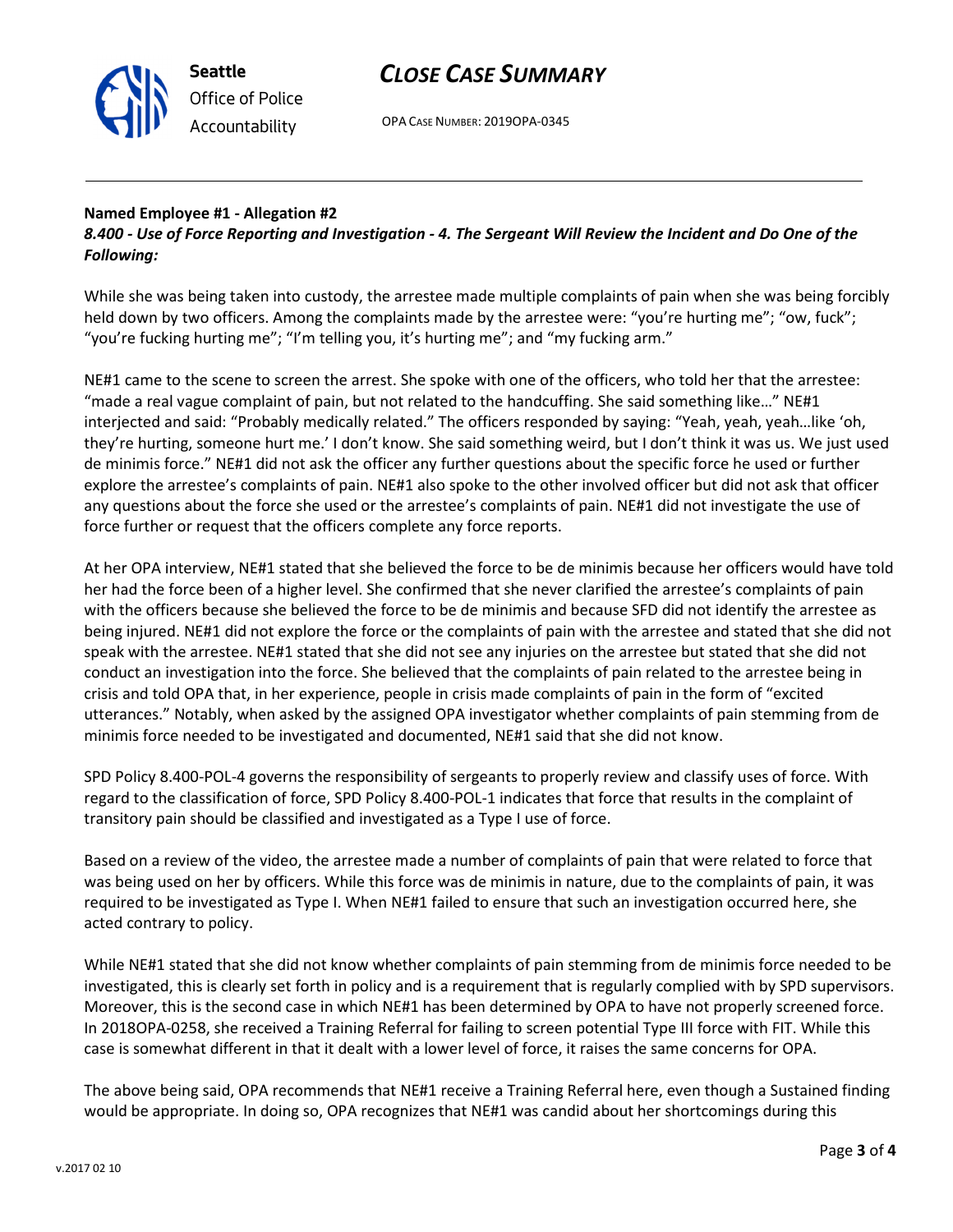**Named Employee #1 - Allegation #2**
***8.400 - Use of Force Reporting and Investigation - 4. The Sergeant Will Review the Incident and Do One of the Following:***

While she was being taken into custody, the arrestee made multiple complaints of pain when she was being forcibly held down by two officers. Among the complaints made by the arrestee were: "you're hurting me"; "ow, fuck"; "you're fucking hurting me"; "I'm telling you, it's hurting me"; and "my fucking arm."

NE#1 came to the scene to screen the arrest. She spoke with one of the officers, who told her that the arrestee: "made a real vague complaint of pain, but not related to the handcuffing. She said something like…" NE#1 interjected and said: "Probably medically related." The officers responded by saying: "Yeah, yeah, yeah…like 'oh, they're hurting, someone hurt me.' I don't know. She said something weird, but I don't think it was us. We just used de minimis force." NE#1 did not ask the officer any further questions about the specific force he used or further explore the arrestee's complaints of pain. NE#1 also spoke to the other involved officer but did not ask that officer any questions about the force she used or the arrestee's complaints of pain. NE#1 did not investigate the use of force further or request that the officers complete any force reports.

At her OPA interview, NE#1 stated that she believed the force to be de minimis because her officers would have told her had the force been of a higher level. She confirmed that she never clarified the arrestee's complaints of pain with the officers because she believed the force to be de minimis and because SFD did not identify the arrestee as being injured. NE#1 did not explore the force or the complaints of pain with the arrestee and stated that she did not speak with the arrestee. NE#1 stated that she did not see any injuries on the arrestee but stated that she did not conduct an investigation into the force. She believed that the complaints of pain related to the arrestee being in crisis and told OPA that, in her experience, people in crisis made complaints of pain in the form of "excited utterances." Notably, when asked by the assigned OPA investigator whether complaints of pain stemming from de minimis force needed to be investigated and documented, NE#1 said that she did not know.

SPD Policy 8.400-POL-4 governs the responsibility of sergeants to properly review and classify uses of force. With regard to the classification of force, SPD Policy 8.400-POL-1 indicates that force that results in the complaint of transitory pain should be classified and investigated as a Type I use of force.

Based on a review of the video, the arrestee made a number of complaints of pain that were related to force that was being used on her by officers. While this force was de minimis in nature, due to the complaints of pain, it was required to be investigated as Type I. When NE#1 failed to ensure that such an investigation occurred here, she acted contrary to policy.

While NE#1 stated that she did not know whether complaints of pain stemming from de minimis force needed to be investigated, this is clearly set forth in policy and is a requirement that is regularly complied with by SPD supervisors. Moreover, this is the second case in which NE#1 has been determined by OPA to have not properly screened force. In 2018OPA-0258, she received a Training Referral for failing to screen potential Type III force with FIT. While this case is somewhat different in that it dealt with a lower level of force, it raises the same concerns for OPA.

The above being said, OPA recommends that NE#1 receive a Training Referral here, even though a Sustained finding would be appropriate. In doing so, OPA recognizes that NE#1 was candid about her shortcomings during this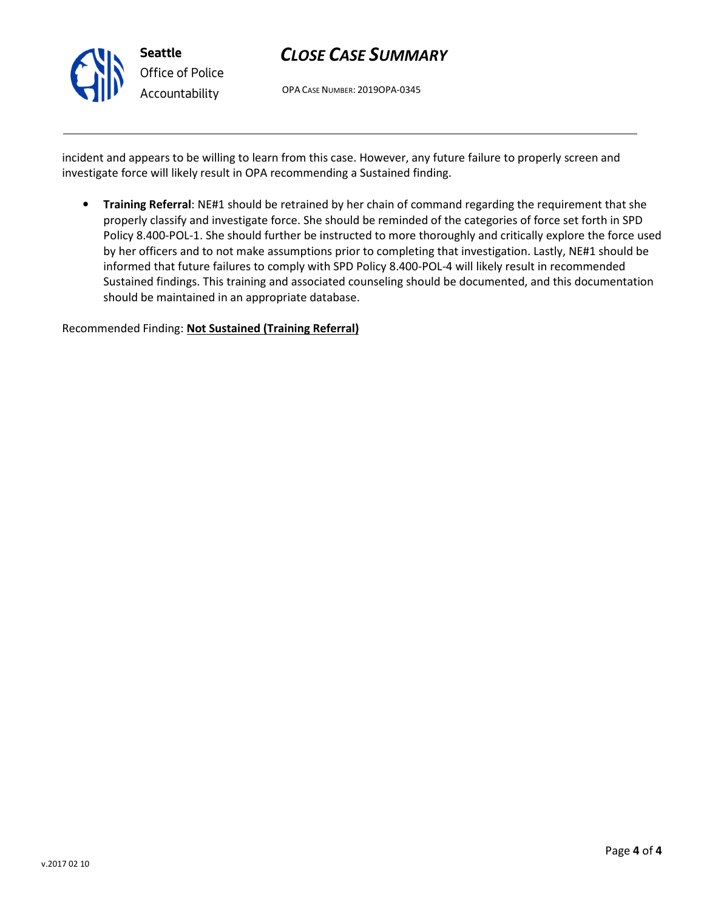incident and appears to be willing to learn from this case. However, any future failure to properly screen and investigate force will likely result in OPA recommending a Sustained finding.

- **Training Referral**: NE#1 should be retrained by her chain of command regarding the requirement that she properly classify and investigate force. She should be reminded of the categories of force set forth in SPD Policy 8.400-POL-1. She should further be instructed to more thoroughly and critically explore the force used by her officers and to not make assumptions prior to completing that investigation. Lastly, NE#1 should be informed that future failures to comply with SPD Policy 8.400-POL-4 will likely result in recommended Sustained findings. This training and associated counseling should be documented, and this documentation should be maintained in an appropriate database.

Recommended Finding: **Not Sustained (Training Referral)**